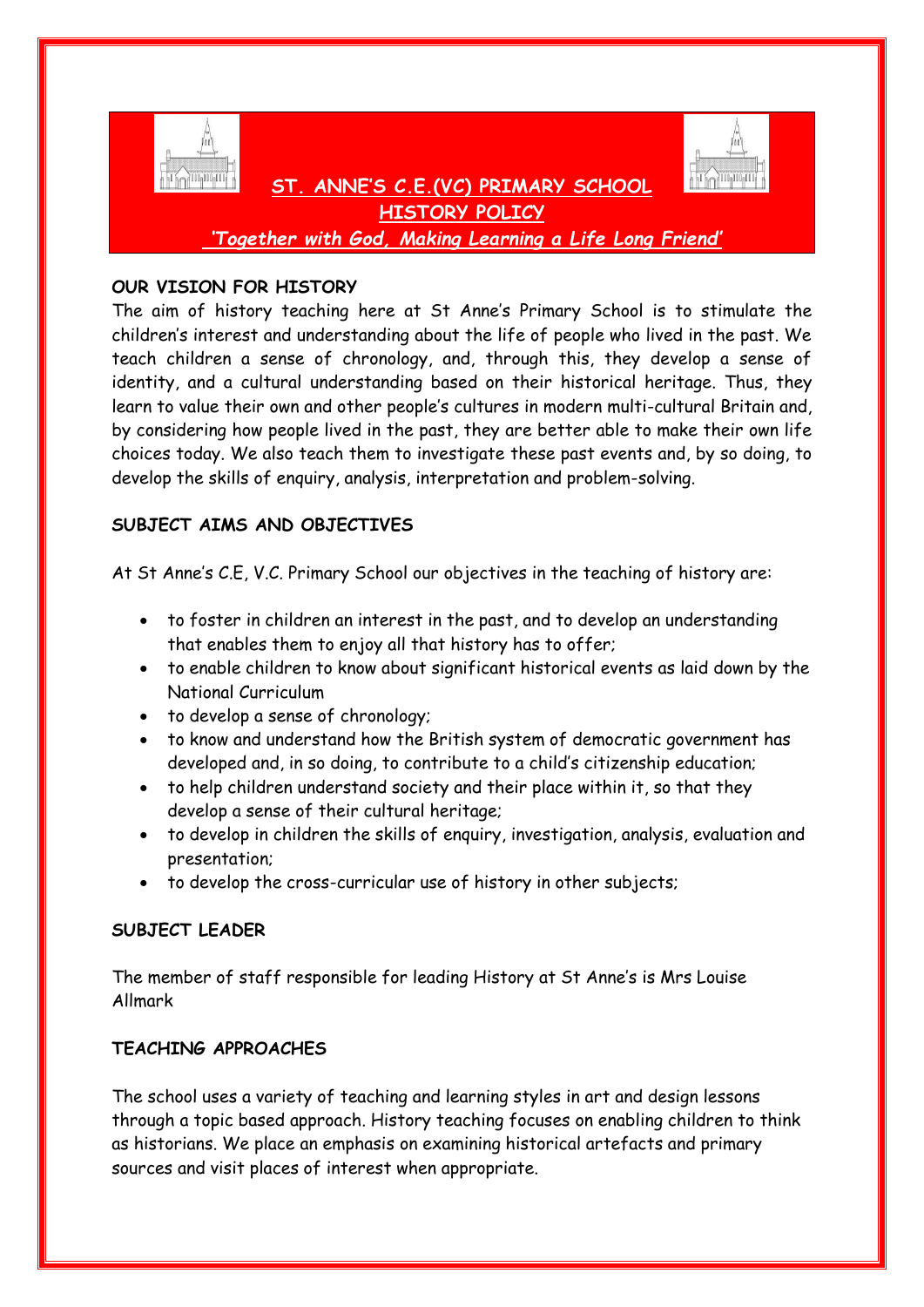# ST. ANNE'S C.E.(VC) PRIMARY SCHOOL

## HISTORY POLICY

***'Together with God, Making Learning a Life Long Friend'***

**OUR VISION FOR HISTORY**

The aim of history teaching here at St Anne's Primary School is to stimulate the children's interest and understanding about the life of people who lived in the past. We teach children a sense of chronology, and, through this, they develop a sense of identity, and a cultural understanding based on their historical heritage. Thus, they learn to value their own and other people's cultures in modern multi-cultural Britain and, by considering how people lived in the past, they are better able to make their own life choices today. We also teach them to investigate these past events and, by so doing, to develop the skills of enquiry, analysis, interpretation and problem-solving.

**SUBJECT AIMS AND OBJECTIVES**

At St Anne's C.E, V.C. Primary School our objectives in the teaching of history are:

- to foster in children an interest in the past, and to develop an understanding that enables them to enjoy all that history has to offer;
- to enable children to know about significant historical events as laid down by the National Curriculum
- to develop a sense of chronology;
- to know and understand how the British system of democratic government has developed and, in so doing, to contribute to a child's citizenship education;
- to help children understand society and their place within it, so that they develop a sense of their cultural heritage;
- to develop in children the skills of enquiry, investigation, analysis, evaluation and presentation;
- to develop the cross-curricular use of history in other subjects;

**SUBJECT LEADER**

The member of staff responsible for leading History at St Anne's is Mrs Louise Allmark

**TEACHING APPROACHES**

The school uses a variety of teaching and learning styles in art and design lessons through a topic based approach. History teaching focuses on enabling children to think as historians. We place an emphasis on examining historical artefacts and primary sources and visit places of interest when appropriate.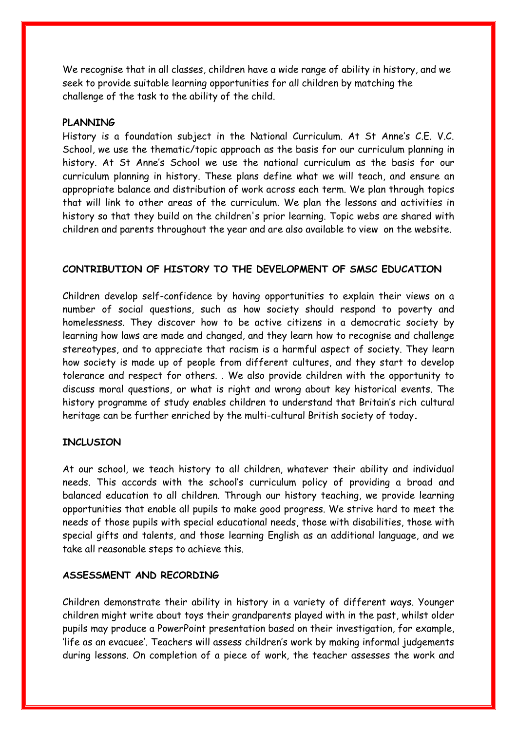We recognise that in all classes, children have a wide range of ability in history, and we seek to provide suitable learning opportunities for all children by matching the challenge of the task to the ability of the child.

**PLANNING**

History is a foundation subject in the National Curriculum. At St Anne's C.E. V.C. School, we use the thematic/topic approach as the basis for our curriculum planning in history. At St Anne's School we use the national curriculum as the basis for our curriculum planning in history. These plans define what we will teach, and ensure an appropriate balance and distribution of work across each term. We plan through topics that will link to other areas of the curriculum. We plan the lessons and activities in history so that they build on the children's prior learning. Topic webs are shared with children and parents throughout the year and are also available to view on the website.

**CONTRIBUTION OF HISTORY TO THE DEVELOPMENT OF SMSC EDUCATION**

Children develop self-confidence by having opportunities to explain their views on a number of social questions, such as how society should respond to poverty and homelessness. They discover how to be active citizens in a democratic society by learning how laws are made and changed, and they learn how to recognise and challenge stereotypes, and to appreciate that racism is a harmful aspect of society. They learn how society is made up of people from different cultures, and they start to develop tolerance and respect for others. . We also provide children with the opportunity to discuss moral questions, or what is right and wrong about key historical events. The history programme of study enables children to understand that Britain's rich cultural heritage can be further enriched by the multi-cultural British society of today.

**INCLUSION**

At our school, we teach history to all children, whatever their ability and individual needs. This accords with the school's curriculum policy of providing a broad and balanced education to all children. Through our history teaching, we provide learning opportunities that enable all pupils to make good progress. We strive hard to meet the needs of those pupils with special educational needs, those with disabilities, those with special gifts and talents, and those learning English as an additional language, and we take all reasonable steps to achieve this.

**ASSESSMENT AND RECORDING**

Children demonstrate their ability in history in a variety of different ways. Younger children might write about toys their grandparents played with in the past, whilst older pupils may produce a PowerPoint presentation based on their investigation, for example, 'life as an evacuee'. Teachers will assess children's work by making informal judgements during lessons. On completion of a piece of work, the teacher assesses the work and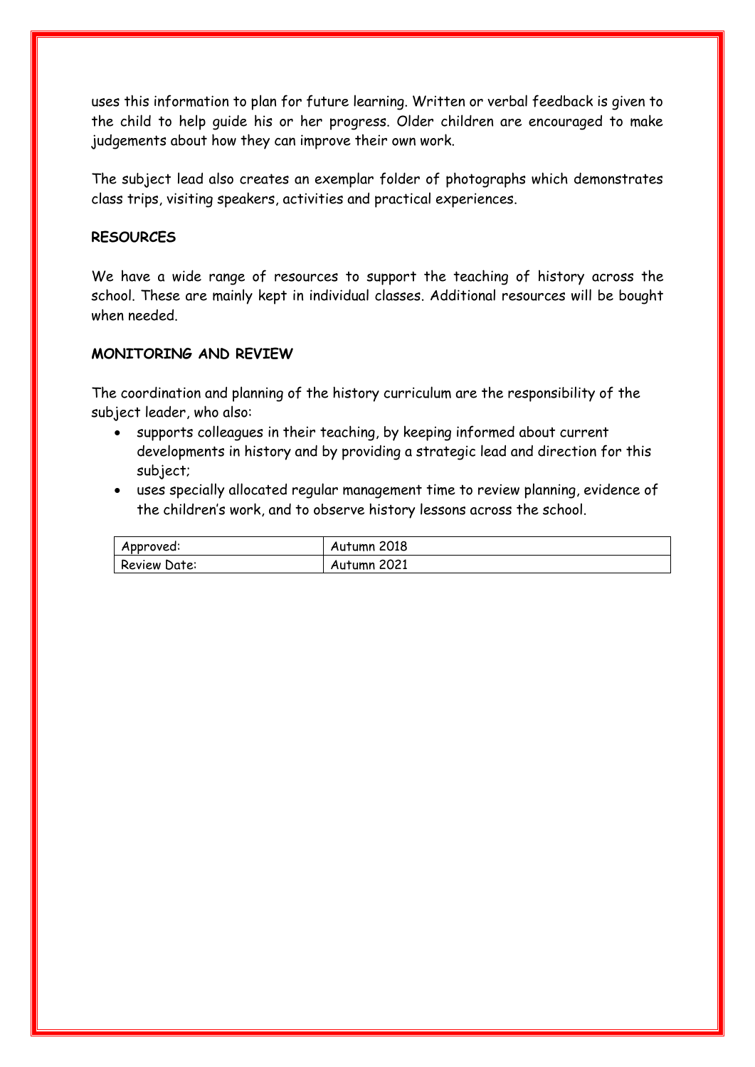uses this information to plan for future learning. Written or verbal feedback is given to the child to help guide his or her progress. Older children are encouraged to make judgements about how they can improve their own work.

The subject lead also creates an exemplar folder of photographs which demonstrates class trips, visiting speakers, activities and practical experiences.

**RESOURCES**

We have a wide range of resources to support the teaching of history across the school. These are mainly kept in individual classes. Additional resources will be bought when needed.

**MONITORING AND REVIEW**

The coordination and planning of the history curriculum are the responsibility of the subject leader, who also:

- supports colleagues in their teaching, by keeping informed about current developments in history and by providing a strategic lead and direction for this subject;
- uses specially allocated regular management time to review planning, evidence of the children's work, and to observe history lessons across the school.

| | |
|---|---|
| Approved: | Autumn 2018 |
| Review Date: | Autumn 2021 |